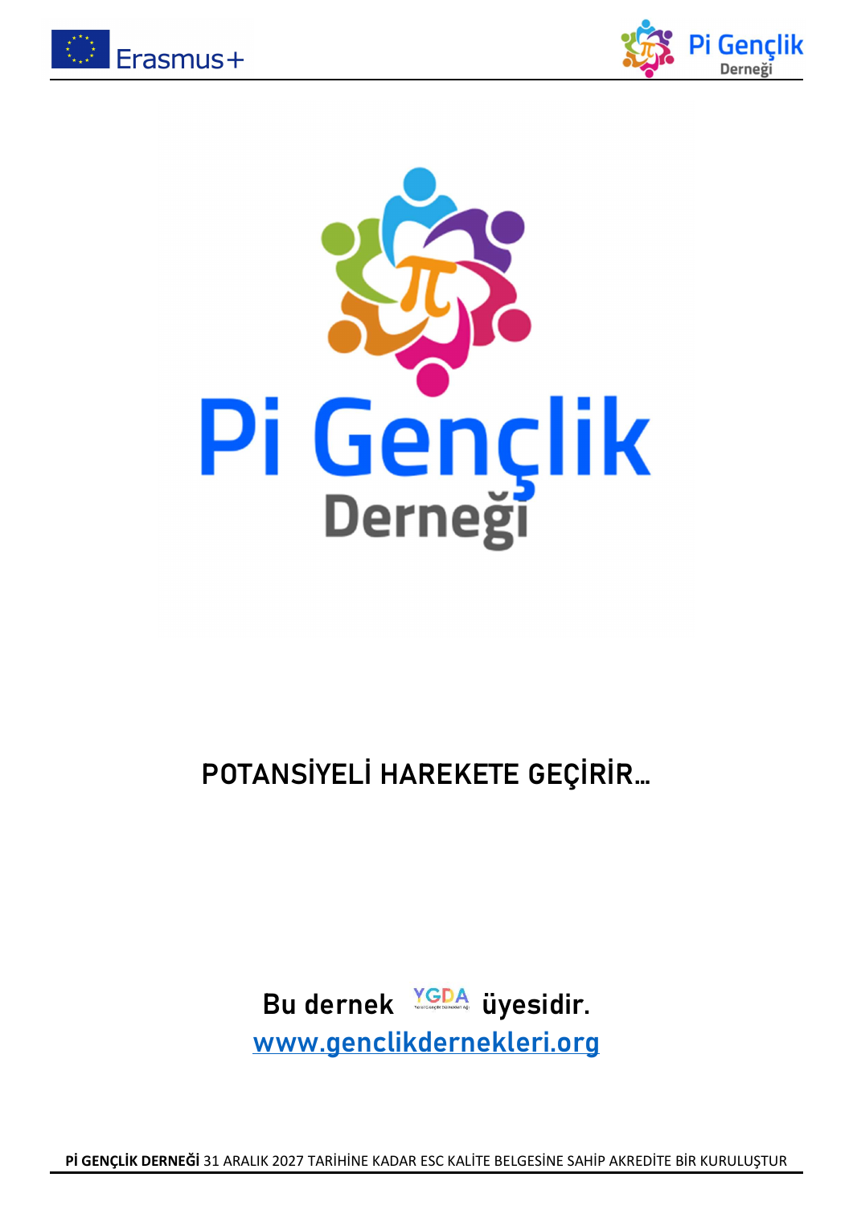# Pi Gençlik Derneği

## POTANSİYELİ HAREKETE GEÇİRİR…

Bu dernek YGDA üyesidir.
www.genclikdernekleri.org

**Pİ GENÇLİK DERNEĞİ** 31 ARALIK 2027 TARİHİNE KADAR ESC KALİTE BELGESİNE SAHİP AKREDİTE BİR KURULUŞTUR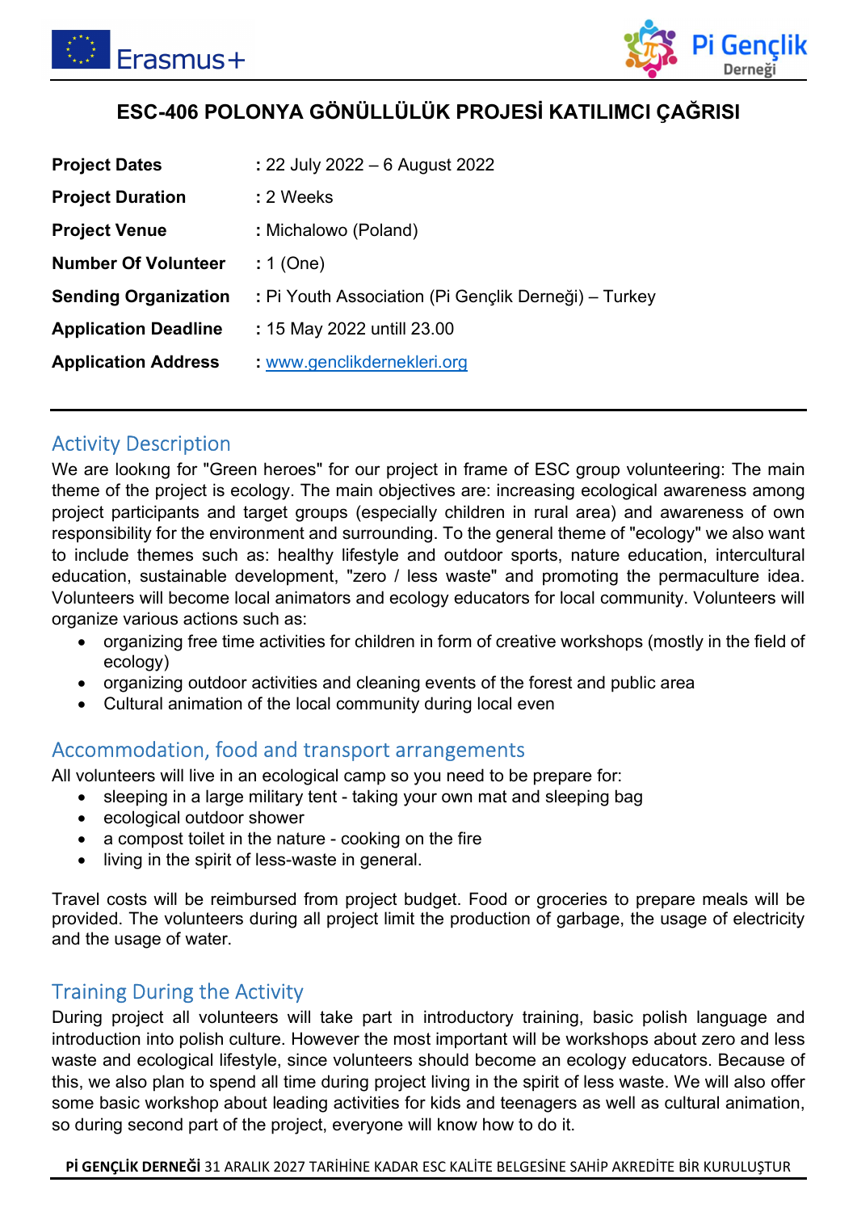# ESC-406 POLONYA GÖNÜLLÜLÜK PROJESİ KATILIMCI ÇAĞRISI

| | |
|---|---|
| **Project Dates** | : 22 July 2022 – 6 August 2022 |
| **Project Duration** | : 2 Weeks |
| **Project Venue** | : Michalowo (Poland) |
| **Number Of Volunteer** | : 1 (One) |
| **Sending Organization** | : Pi Youth Association (Pi Gençlik Derneği) – Turkey |
| **Application Deadline** | : 15 May 2022 untill 23.00 |
| **Application Address** | : www.genclikdernekleri.org |

## Activity Description

We are lookıng for "Green heroes" for our project in frame of ESC group volunteering: The main theme of the project is ecology. The main objectives are: increasing ecological awareness among project participants and target groups (especially children in rural area) and awareness of own responsibility for the environment and surrounding. To the general theme of "ecology" we also want to include themes such as: healthy lifestyle and outdoor sports, nature education, intercultural education, sustainable development, "zero / less waste" and promoting the permaculture idea. Volunteers will become local animators and ecology educators for local community. Volunteers will organize various actions such as:

- organizing free time activities for children in form of creative workshops (mostly in the field of ecology)
- organizing outdoor activities and cleaning events of the forest and public area
- Cultural animation of the local community during local even

## Accommodation, food and transport arrangements

All volunteers will live in an ecological camp so you need to be prepare for:

- sleeping in a large military tent - taking your own mat and sleeping bag
- ecological outdoor shower
- a compost toilet in the nature - cooking on the fire
- living in the spirit of less-waste in general.

Travel costs will be reimbursed from project budget. Food or groceries to prepare meals will be provided. The volunteers during all project limit the production of garbage, the usage of electricity and the usage of water.

## Training During the Activity

During project all volunteers will take part in introductory training, basic polish language and introduction into polish culture. However the most important will be workshops about zero and less waste and ecological lifestyle, since volunteers should become an ecology educators. Because of this, we also plan to spend all time during project living in the spirit of less waste. We will also offer some basic workshop about leading activities for kids and teenagers as well as cultural animation, so during second part of the project, everyone will know how to do it.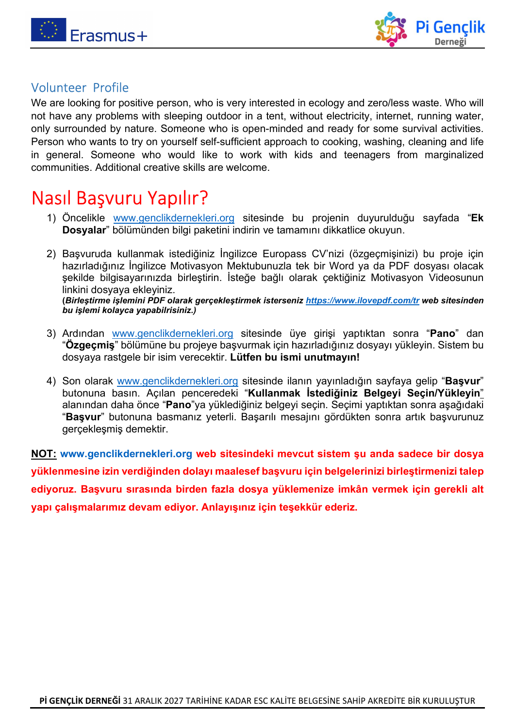## Volunteer Profile

We are looking for positive person, who is very interested in ecology and zero/less waste. Who will not have any problems with sleeping outdoor in a tent, without electricity, internet, running water, only surrounded by nature. Someone who is open-minded and ready for some survival activities. Person who wants to try on yourself self-sufficient approach to cooking, washing, cleaning and life in general. Someone who would like to work with kids and teenagers from marginalized communities. Additional creative skills are welcome.

# Nasıl Başvuru Yapılır?

1) Öncelikle www.genclikdernekleri.org sitesinde bu projenin duyurulduğu sayfada "**Ek Dosyalar**" bölümünden bilgi paketini indirin ve tamamını dikkatlice okuyun.

2) Başvuruda kullanmak istediğiniz İngilizce Europass CV'nizi (özgeçmişinizi) bu proje için hazırladığınız İngilizce Motivasyon Mektubunuzla tek bir Word ya da PDF dosyası olacak şekilde bilgisayarınızda birleştirin. İsteğe bağlı olarak çektiğiniz Motivasyon Videosunun linkini dosyaya ekleyiniz.
   ***(Birleştirme işlemini PDF olarak gerçekleştirmek isterseniz https://www.ilovepdf.com/tr web sitesinden bu işlemi kolayca yapabilirsiniz.)***

3) Ardından www.genclikdernekleri.org sitesinde üye girişi yaptıktan sonra "**Pano**" dan "**Özgeçmiş**" bölümüne bu projeye başvurmak için hazırladığınız dosyayı yükleyin. Sistem bu dosyaya rastgele bir isim verecektir. **Lütfen bu ismi unutmayın!**

4) Son olarak www.genclikdernekleri.org sitesinde ilanın yayınladığın sayfaya gelip "**Başvur**" butonuna basın. Açılan penceredeki "**Kullanmak İstediğiniz Belgeyi Seçin/Yükleyin**" alanından daha önce "**Pano**"ya yüklediğiniz belgeyi seçin. Seçimi yaptıktan sonra aşağıdaki "**Başvur**" butonuna basmanız yeterli. Başarılı mesajını gördükten sonra artık başvurunuz gerçekleşmiş demektir.

**NOT: www.genclikdernekleri.org web sitesindeki mevcut sistem şu anda sadece bir dosya yüklenmesine izin verdiğinden dolayı maalesef başvuru için belgelerinizi birleştirmenizi talep ediyoruz. Başvuru sırasında birden fazla dosya yüklemenize imkân vermek için gerekli alt yapı çalışmalarımız devam ediyor. Anlayışınız için teşekkür ederiz.**

**Pİ GENÇLİK DERNEĞİ** 31 ARALIK 2027 TARİHİNE KADAR ESC KALİTE BELGESİNE SAHİP AKREDİTE BİR KURULUŞTUR